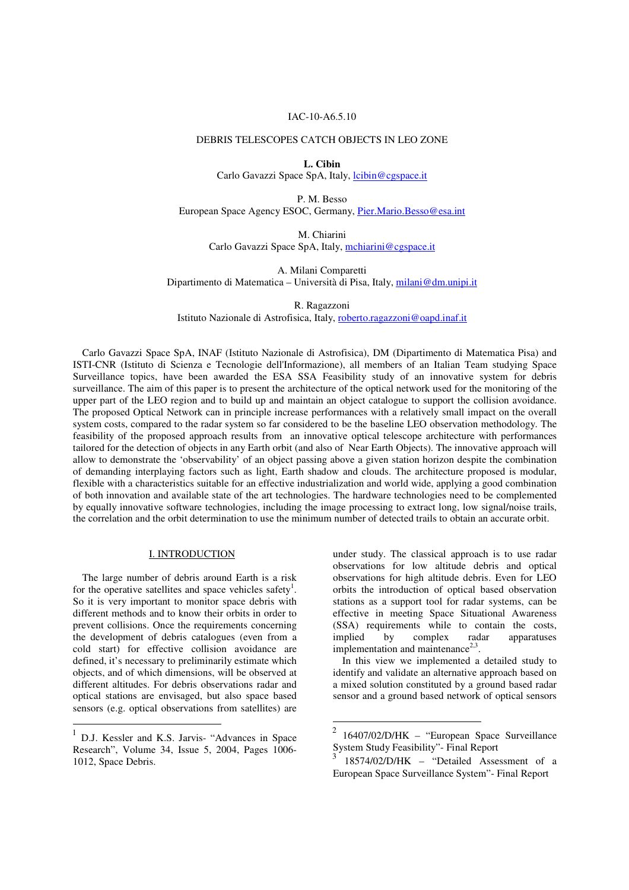IAC-10-A6.5.10

# DEBRIS TELESCOPES CATCH OBJECTS IN LEO ZONE

**L. Cibin**
Carlo Gavazzi Space SpA, Italy, lcibin@cgspace.it

P. M. Besso
European Space Agency ESOC, Germany, Pier.Mario.Besso@esa.int

M. Chiarini
Carlo Gavazzi Space SpA, Italy, mchiarini@cgspace.it

A. Milani Comparetti
Dipartimento di Matematica – Università di Pisa, Italy, milani@dm.unipi.it

R. Ragazzoni
Istituto Nazionale di Astrofisica, Italy, roberto.ragazzoni@oapd.inaf.it

Carlo Gavazzi Space SpA, INAF (Istituto Nazionale di Astrofisica), DM (Dipartimento di Matematica Pisa) and ISTI-CNR (Istituto di Scienza e Tecnologie dell'Informazione), all members of an Italian Team studying Space Surveillance topics, have been awarded the ESA SSA Feasibility study of an innovative system for debris surveillance. The aim of this paper is to present the architecture of the optical network used for the monitoring of the upper part of the LEO region and to build up and maintain an object catalogue to support the collision avoidance. The proposed Optical Network can in principle increase performances with a relatively small impact on the overall system costs, compared to the radar system so far considered to be the baseline LEO observation methodology. The feasibility of the proposed approach results from an innovative optical telescope architecture with performances tailored for the detection of objects in any Earth orbit (and also of Near Earth Objects). The innovative approach will allow to demonstrate the 'observability' of an object passing above a given station horizon despite the combination of demanding interplaying factors such as light, Earth shadow and clouds. The architecture proposed is modular, flexible with a characteristics suitable for an effective industrialization and world wide, applying a good combination of both innovation and available state of the art technologies. The hardware technologies need to be complemented by equally innovative software technologies, including the image processing to extract long, low signal/noise trails, the correlation and the orbit determination to use the minimum number of detected trails to obtain an accurate orbit.

## I. INTRODUCTION

The large number of debris around Earth is a risk for the operative satellites and space vehicles safety[1]. So it is very important to monitor space debris with different methods and to know their orbits in order to prevent collisions. Once the requirements concerning the development of debris catalogues (even from a cold start) for effective collision avoidance are defined, it's necessary to preliminarily estimate which objects, and of which dimensions, will be observed at different altitudes. For debris observations radar and optical stations are envisaged, but also space based sensors (e.g. optical observations from satellites) are under study. The classical approach is to use radar observations for low altitude debris and optical observations for high altitude debris. Even for LEO orbits the introduction of optical based observation stations as a support tool for radar systems, can be effective in meeting Space Situational Awareness (SSA) requirements while to contain the costs, implied by complex radar apparatuses implementation and maintenance[2,3].

In this view we implemented a detailed study to identify and validate an alternative approach based on a mixed solution constituted by a ground based radar sensor and a ground based network of optical sensors

[1] D.J. Kessler and K.S. Jarvis- "Advances in Space Research", Volume 34, Issue 5, 2004, Pages 1006-1012, Space Debris.

[2] 16407/02/D/HK – "European Space Surveillance System Study Feasibility"- Final Report

[3] 18574/02/D/HK – "Detailed Assessment of a European Space Surveillance System"- Final Report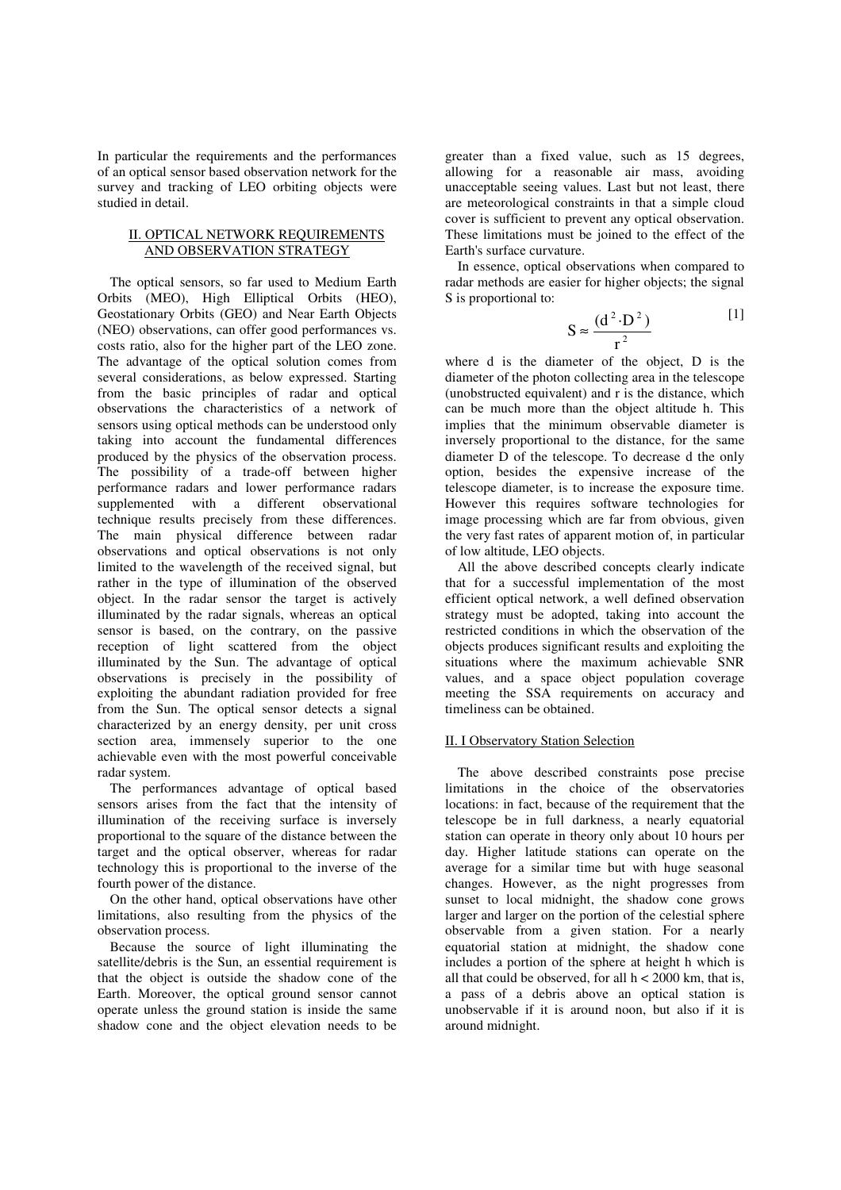In particular the requirements and the performances of an optical sensor based observation network for the survey and tracking of LEO orbiting objects were studied in detail.

## II. OPTICAL NETWORK REQUIREMENTS AND OBSERVATION STRATEGY

The optical sensors, so far used to Medium Earth Orbits (MEO), High Elliptical Orbits (HEO), Geostationary Orbits (GEO) and Near Earth Objects (NEO) observations, can offer good performances vs. costs ratio, also for the higher part of the LEO zone. The advantage of the optical solution comes from several considerations, as below expressed. Starting from the basic principles of radar and optical observations the characteristics of a network of sensors using optical methods can be understood only taking into account the fundamental differences produced by the physics of the observation process. The possibility of a trade-off between higher performance radars and lower performance radars supplemented with a different observational technique results precisely from these differences. The main physical difference between radar observations and optical observations is not only limited to the wavelength of the received signal, but rather in the type of illumination of the observed object. In the radar sensor the target is actively illuminated by the radar signals, whereas an optical sensor is based, on the contrary, on the passive reception of light scattered from the object illuminated by the Sun. The advantage of optical observations is precisely in the possibility of exploiting the abundant radiation provided for free from the Sun. The optical sensor detects a signal characterized by an energy density, per unit cross section area, immensely superior to the one achievable even with the most powerful conceivable radar system.

The performances advantage of optical based sensors arises from the fact that the intensity of illumination of the receiving surface is inversely proportional to the square of the distance between the target and the optical observer, whereas for radar technology this is proportional to the inverse of the fourth power of the distance.

On the other hand, optical observations have other limitations, also resulting from the physics of the observation process.

Because the source of light illuminating the satellite/debris is the Sun, an essential requirement is that the object is outside the shadow cone of the Earth. Moreover, the optical ground sensor cannot operate unless the ground station is inside the same shadow cone and the object elevation needs to be greater than a fixed value, such as 15 degrees, allowing for a reasonable air mass, avoiding unacceptable seeing values. Last but not least, there are meteorological constraints in that a simple cloud cover is sufficient to prevent any optical observation. These limitations must be joined to the effect of the Earth's surface curvature.

In essence, optical observations when compared to radar methods are easier for higher objects; the signal S is proportional to:

$$S \approx \frac{(d^2 \cdot D^2)}{r^2} \qquad [1]$$

where d is the diameter of the object, D is the diameter of the photon collecting area in the telescope (unobstructed equivalent) and r is the distance, which can be much more than the object altitude h. This implies that the minimum observable diameter is inversely proportional to the distance, for the same diameter D of the telescope. To decrease d the only option, besides the expensive increase of the telescope diameter, is to increase the exposure time. However this requires software technologies for image processing which are far from obvious, given the very fast rates of apparent motion of, in particular of low altitude, LEO objects.

All the above described concepts clearly indicate that for a successful implementation of the most efficient optical network, a well defined observation strategy must be adopted, taking into account the restricted conditions in which the observation of the objects produces significant results and exploiting the situations where the maximum achievable SNR values, and a space object population coverage meeting the SSA requirements on accuracy and timeliness can be obtained.

### II. I Observatory Station Selection

The above described constraints pose precise limitations in the choice of the observatories locations: in fact, because of the requirement that the telescope be in full darkness, a nearly equatorial station can operate in theory only about 10 hours per day. Higher latitude stations can operate on the average for a similar time but with huge seasonal changes. However, as the night progresses from sunset to local midnight, the shadow cone grows larger and larger on the portion of the celestial sphere observable from a given station. For a nearly equatorial station at midnight, the shadow cone includes a portion of the sphere at height h which is all that could be observed, for all h < 2000 km, that is, a pass of a debris above an optical station is unobservable if it is around noon, but also if it is around midnight.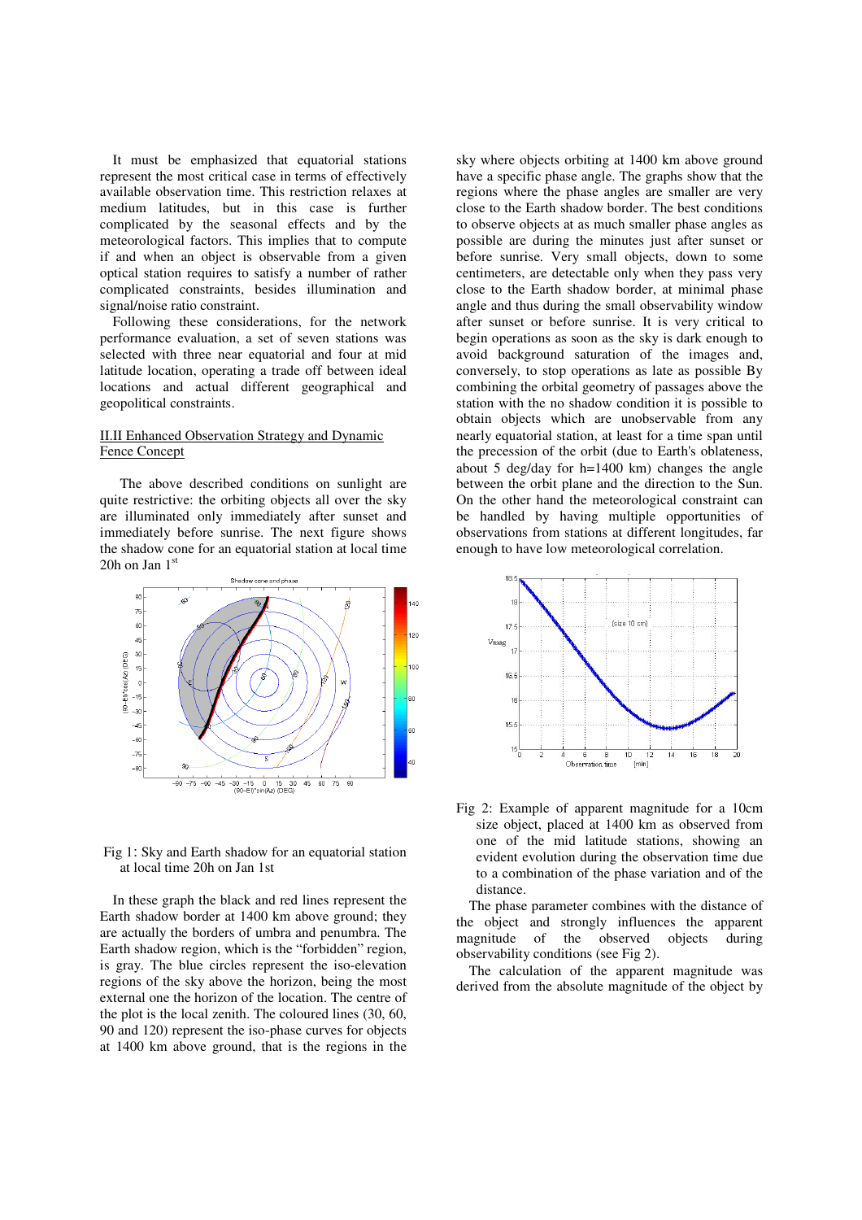It must be emphasized that equatorial stations represent the most critical case in terms of effectively available observation time. This restriction relaxes at medium latitudes, but in this case is further complicated by the seasonal effects and by the meteorological factors. This implies that to compute if and when an object is observable from a given optical station requires to satisfy a number of rather complicated constraints, besides illumination and signal/noise ratio constraint.

Following these considerations, for the network performance evaluation, a set of seven stations was selected with three near equatorial and four at mid latitude location, operating a trade off between ideal locations and actual different geographical and geopolitical constraints.

## II.II Enhanced Observation Strategy and Dynamic Fence Concept

The above described conditions on sunlight are quite restrictive: the orbiting objects all over the sky are illuminated only immediately after sunset and immediately before sunrise. The next figure shows the shadow cone for an equatorial station at local time 20h on Jan 1st

Fig 1: Sky and Earth shadow for an equatorial station at local time 20h on Jan 1st

In these graph the black and red lines represent the Earth shadow border at 1400 km above ground; they are actually the borders of umbra and penumbra. The Earth shadow region, which is the "forbidden" region, is gray. The blue circles represent the iso-elevation regions of the sky above the horizon, being the most external one the horizon of the location. The centre of the plot is the local zenith. The coloured lines (30, 60, 90 and 120) represent the iso-phase curves for objects at 1400 km above ground, that is the regions in the sky where objects orbiting at 1400 km above ground have a specific phase angle. The graphs show that the regions where the phase angles are smaller are very close to the Earth shadow border. The best conditions to observe objects at as much smaller phase angles as possible are during the minutes just after sunset or before sunrise. Very small objects, down to some centimeters, are detectable only when they pass very close to the Earth shadow border, at minimal phase angle and thus during the small observability window after sunset or before sunrise. It is very critical to begin operations as soon as the sky is dark enough to avoid background saturation of the images and, conversely, to stop operations as late as possible By combining the orbital geometry of passages above the station with the no shadow condition it is possible to obtain objects which are unobservable from any nearly equatorial station, at least for a time span until the precession of the orbit (due to Earth's oblateness, about 5 deg/day for h=1400 km) changes the angle between the orbit plane and the direction to the Sun. On the other hand the meteorological constraint can be handled by having multiple opportunities of observations from stations at different longitudes, far enough to have low meteorological correlation.

Fig 2: Example of apparent magnitude for a 10cm size object, placed at 1400 km as observed from one of the mid latitude stations, showing an evident evolution during the observation time due to a combination of the phase variation and of the distance.

The phase parameter combines with the distance of the object and strongly influences the apparent magnitude of the observed objects during observability conditions (see Fig 2).

The calculation of the apparent magnitude was derived from the absolute magnitude of the object by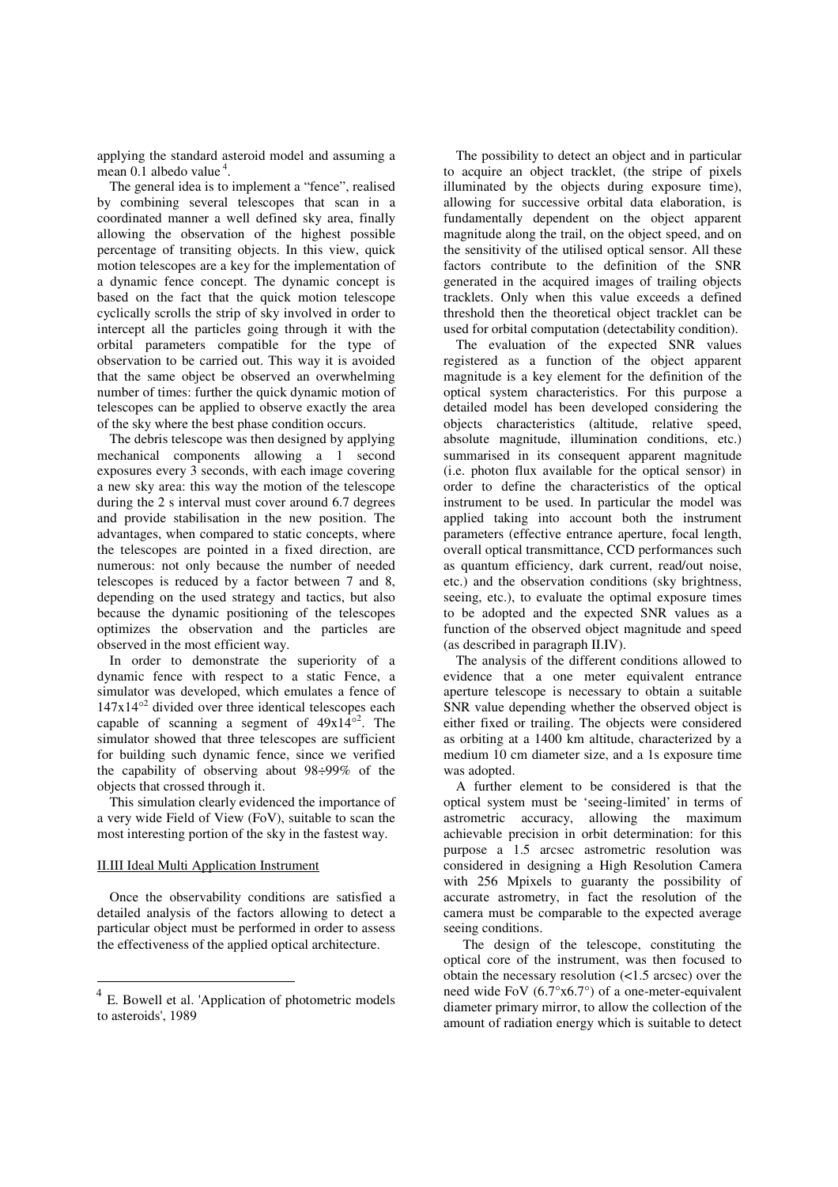applying the standard asteroid model and assuming a mean 0.1 albedo value [4].

The general idea is to implement a "fence", realised by combining several telescopes that scan in a coordinated manner a well defined sky area, finally allowing the observation of the highest possible percentage of transiting objects. In this view, quick motion telescopes are a key for the implementation of a dynamic fence concept. The dynamic concept is based on the fact that the quick motion telescope cyclically scrolls the strip of sky involved in order to intercept all the particles going through it with the orbital parameters compatible for the type of observation to be carried out. This way it is avoided that the same object be observed an overwhelming number of times: further the quick dynamic motion of telescopes can be applied to observe exactly the area of the sky where the best phase condition occurs.

The debris telescope was then designed by applying mechanical components allowing a 1 second exposures every 3 seconds, with each image covering a new sky area: this way the motion of the telescope during the 2 s interval must cover around 6.7 degrees and provide stabilisation in the new position. The advantages, when compared to static concepts, where the telescopes are pointed in a fixed direction, are numerous: not only because the number of needed telescopes is reduced by a factor between 7 and 8, depending on the used strategy and tactics, but also because the dynamic positioning of the telescopes optimizes the observation and the particles are observed in the most efficient way.

In order to demonstrate the superiority of a dynamic fence with respect to a static Fence, a simulator was developed, which emulates a fence of $147\text{x}14^{\circ 2}$ divided over three identical telescopes each capable of scanning a segment of $49\text{x}14^{\circ 2}$. The simulator showed that three telescopes are sufficient for building such dynamic fence, since we verified the capability of observing about 98÷99% of the objects that crossed through it.

This simulation clearly evidenced the importance of a very wide Field of View (FoV), suitable to scan the most interesting portion of the sky in the fastest way.

### II.III Ideal Multi Application Instrument

Once the observability conditions are satisfied a detailed analysis of the factors allowing to detect a particular object must be performed in order to assess the effectiveness of the applied optical architecture.

The possibility to detect an object and in particular to acquire an object tracklet, (the stripe of pixels illuminated by the objects during exposure time), allowing for successive orbital data elaboration, is fundamentally dependent on the object apparent magnitude along the trail, on the object speed, and on the sensitivity of the utilised optical sensor. All these factors contribute to the definition of the SNR generated in the acquired images of trailing objects tracklets. Only when this value exceeds a defined threshold then the theoretical object tracklet can be used for orbital computation (detectability condition).

The evaluation of the expected SNR values registered as a function of the object apparent magnitude is a key element for the definition of the optical system characteristics. For this purpose a detailed model has been developed considering the objects characteristics (altitude, relative speed, absolute magnitude, illumination conditions, etc.) summarised in its consequent apparent magnitude (i.e. photon flux available for the optical sensor) in order to define the characteristics of the optical instrument to be used. In particular the model was applied taking into account both the instrument parameters (effective entrance aperture, focal length, overall optical transmittance, CCD performances such as quantum efficiency, dark current, read/out noise, etc.) and the observation conditions (sky brightness, seeing, etc.), to evaluate the optimal exposure times to be adopted and the expected SNR values as a function of the observed object magnitude and speed (as described in paragraph II.IV).

The analysis of the different conditions allowed to evidence that a one meter equivalent entrance aperture telescope is necessary to obtain a suitable SNR value depending whether the observed object is either fixed or trailing. The objects were considered as orbiting at a 1400 km altitude, characterized by a medium 10 cm diameter size, and a 1s exposure time was adopted.

A further element to be considered is that the optical system must be 'seeing-limited' in terms of astrometric accuracy, allowing the maximum achievable precision in orbit determination: for this purpose a 1.5 arcsec astrometric resolution was considered in designing a High Resolution Camera with 256 Mpixels to guaranty the possibility of accurate astrometry, in fact the resolution of the camera must be comparable to the expected average seeing conditions.

The design of the telescope, constituting the optical core of the instrument, was then focused to obtain the necessary resolution (<1.5 arcsec) over the need wide FoV (6.7°x6.7°) of a one-meter-equivalent diameter primary mirror, to allow the collection of the amount of radiation energy which is suitable to detect

---

[4] E. Bowell et al. 'Application of photometric models to asteroids', 1989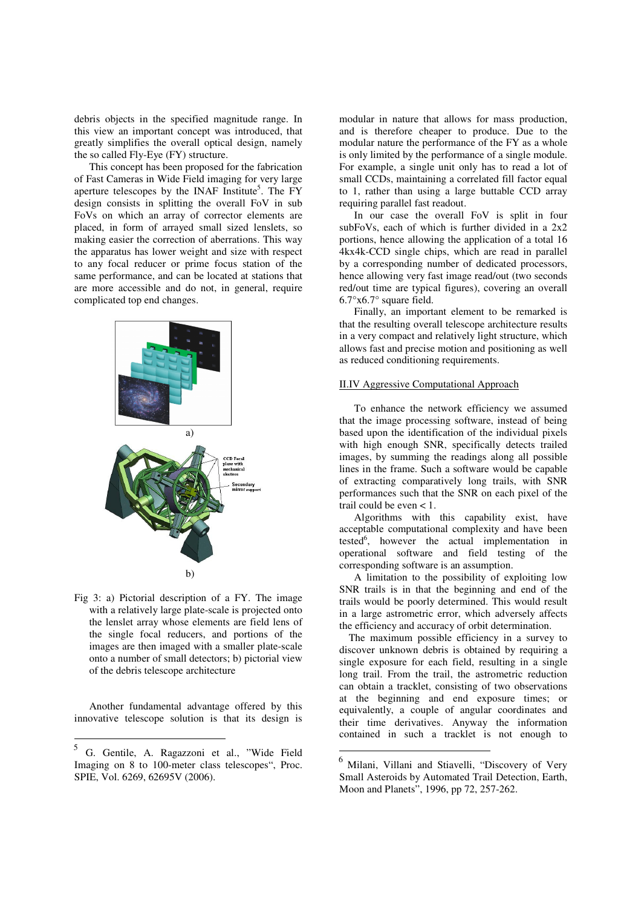debris objects in the specified magnitude range. In this view an important concept was introduced, that greatly simplifies the overall optical design, namely the so called Fly-Eye (FY) structure.

This concept has been proposed for the fabrication of Fast Cameras in Wide Field imaging for very large aperture telescopes by the INAF Institute[5]. The FY design consists in splitting the overall FoV in sub FoVs on which an array of corrector elements are placed, in form of arrayed small sized lenslets, so making easier the correction of aberrations. This way the apparatus has lower weight and size with respect to any focal reducer or prime focus station of the same performance, and can be located at stations that are more accessible and do not, in general, require complicated top end changes.

Fig 3: a) Pictorial description of a FY. The image with a relatively large plate-scale is projected onto the lenslet array whose elements are field lens of the single focal reducers, and portions of the images are then imaged with a smaller plate-scale onto a number of small detectors; b) pictorial view of the debris telescope architecture

Another fundamental advantage offered by this innovative telescope solution is that its design is modular in nature that allows for mass production, and is therefore cheaper to produce. Due to the modular nature the performance of the FY as a whole is only limited by the performance of a single module. For example, a single unit only has to read a lot of small CCDs, maintaining a correlated fill factor equal to 1, rather than using a large buttable CCD array requiring parallel fast readout.

In our case the overall FoV is split in four subFoVs, each of which is further divided in a 2x2 portions, hence allowing the application of a total 16 4kx4k-CCD single chips, which are read in parallel by a corresponding number of dedicated processors, hence allowing very fast image read/out (two seconds red/out time are typical figures), covering an overall 6.7°x6.7° square field.

Finally, an important element to be remarked is that the resulting overall telescope architecture results in a very compact and relatively light structure, which allows fast and precise motion and positioning as well as reduced conditioning requirements.

### II.IV Aggressive Computational Approach

To enhance the network efficiency we assumed that the image processing software, instead of being based upon the identification of the individual pixels with high enough SNR, specifically detects trailed images, by summing the readings along all possible lines in the frame. Such a software would be capable of extracting comparatively long trails, with SNR performances such that the SNR on each pixel of the trail could be even < 1.

Algorithms with this capability exist, have acceptable computational complexity and have been tested[6], however the actual implementation in operational software and field testing of the corresponding software is an assumption.

A limitation to the possibility of exploiting low SNR trails is in that the beginning and end of the trails would be poorly determined. This would result in a large astrometric error, which adversely affects the efficiency and accuracy of orbit determination.

The maximum possible efficiency in a survey to discover unknown debris is obtained by requiring a single exposure for each field, resulting in a single long trail. From the trail, the astrometric reduction can obtain a tracklet, consisting of two observations at the beginning and end exposure times; or equivalently, a couple of angular coordinates and their time derivatives. Anyway the information contained in such a tracklet is not enough to

---

[5] G. Gentile, A. Ragazzoni et al., "Wide Field Imaging on 8 to 100-meter class telescopes", Proc. SPIE, Vol. 6269, 62695V (2006).

[6] Milani, Villani and Stiavelli, "Discovery of Very Small Asteroids by Automated Trail Detection, Earth, Moon and Planets", 1996, pp 72, 257-262.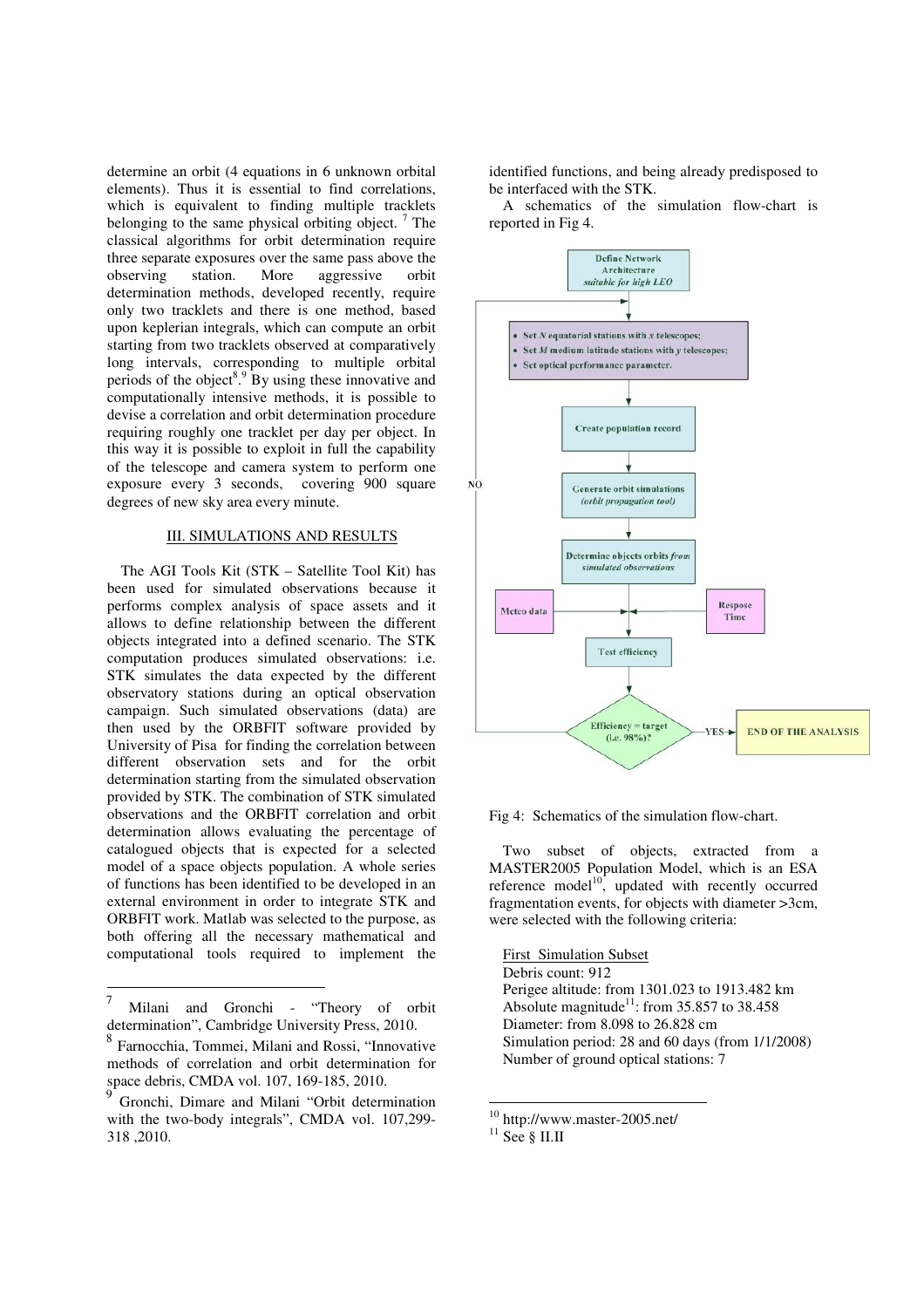determine an orbit (4 equations in 6 unknown orbital elements). Thus it is essential to find correlations, which is equivalent to finding multiple tracklets belonging to the same physical orbiting object. [7] The classical algorithms for orbit determination require three separate exposures over the same pass above the observing station. More aggressive orbit determination methods, developed recently, require only two tracklets and there is one method, based upon keplerian integrals, which can compute an orbit starting from two tracklets observed at comparatively long intervals, corresponding to multiple orbital periods of the object[8,9] By using these innovative and computationally intensive methods, it is possible to devise a correlation and orbit determination procedure requiring roughly one tracklet per day per object. In this way it is possible to exploit in full the capability of the telescope and camera system to perform one exposure every 3 seconds, covering 900 square degrees of new sky area every minute.

## III. SIMULATIONS AND RESULTS

The AGI Tools Kit (STK – Satellite Tool Kit) has been used for simulated observations because it performs complex analysis of space assets and it allows to define relationship between the different objects integrated into a defined scenario. The STK computation produces simulated observations: i.e. STK simulates the data expected by the different observatory stations during an optical observation campaign. Such simulated observations (data) are then used by the ORBFIT software provided by University of Pisa for finding the correlation between different observation sets and for the orbit determination starting from the simulated observation provided by STK. The combination of STK simulated observations and the ORBFIT correlation and orbit determination allows evaluating the percentage of catalogued objects that is expected for a selected model of a space objects population. A whole series of functions has been identified to be developed in an external environment in order to integrate STK and ORBFIT work. Matlab was selected to the purpose, as both offering all the necessary mathematical and computational tools required to implement the identified functions, and being already predisposed to be interfaced with the STK.

A schematics of the simulation flow-chart is reported in Fig 4.

Fig 4: Schematics of the simulation flow-chart.

Two subset of objects, extracted from a MASTER2005 Population Model, which is an ESA reference model[10], updated with recently occurred fragmentation events, for objects with diameter >3cm, were selected with the following criteria:

First Simulation Subset
Debris count: 912
Perigee altitude: from 1301.023 to 1913.482 km
Absolute magnitude[11]: from 35.857 to 38.458
Diameter: from 8.098 to 26.828 cm
Simulation period: 28 and 60 days (from 1/1/2008)
Number of ground optical stations: 7

---

[7] Milani and Gronchi - "Theory of orbit determination", Cambridge University Press, 2010.

[8] Farnocchia, Tommei, Milani and Rossi, "Innovative methods of correlation and orbit determination for space debris, CMDA vol. 107, 169-185, 2010.

[9] Gronchi, Dimare and Milani "Orbit determination with the two-body integrals", CMDA vol. 107,299-318 ,2010.

[10] http://www.master-2005.net/

[11] See § II.II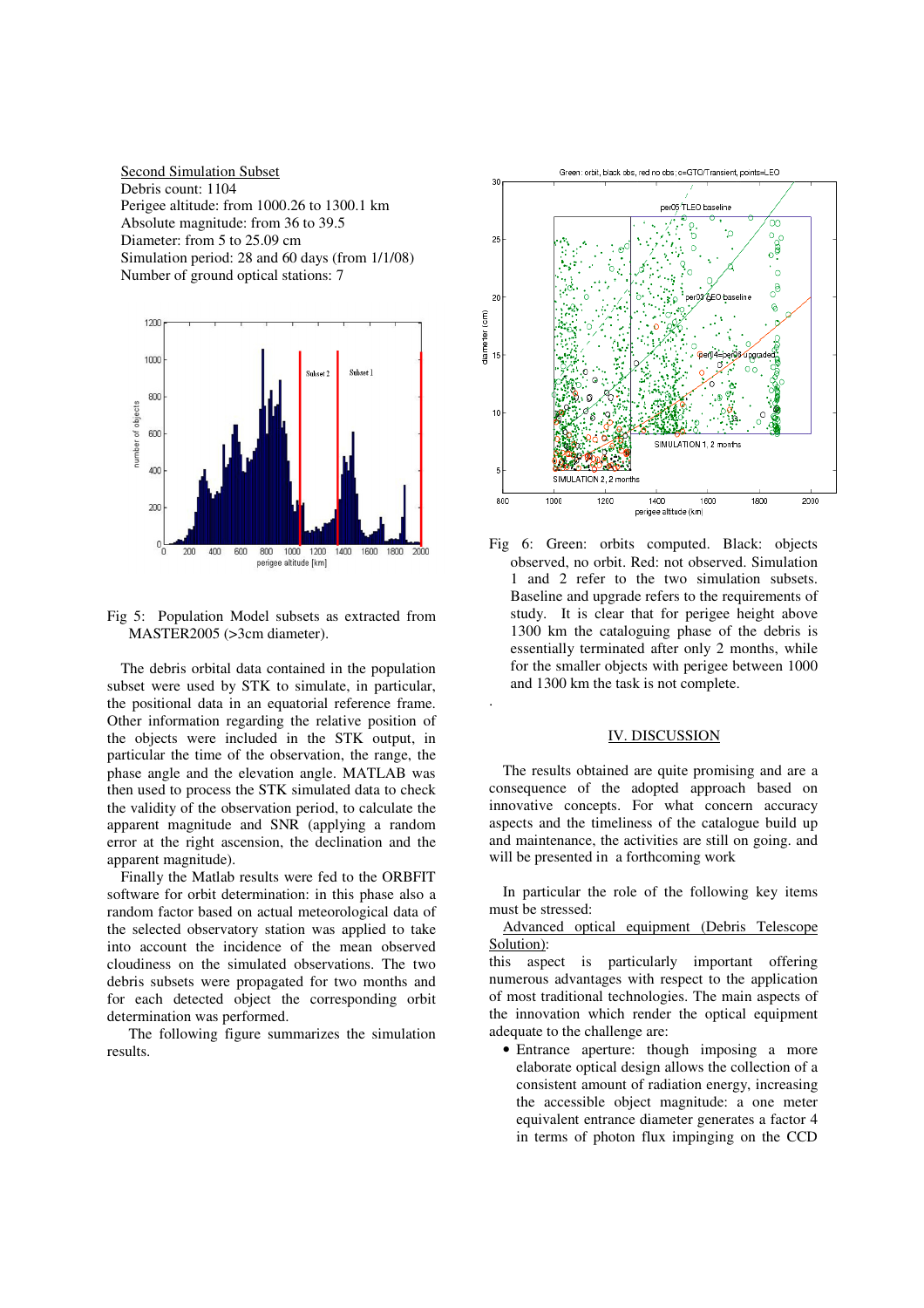Second Simulation Subset

Debris count: 1104

Perigee altitude: from 1000.26 to 1300.1 km

Absolute magnitude: from 36 to 39.5

Diameter: from 5 to 25.09 cm

Simulation period: 28 and 60 days (from 1/1/08)

Number of ground optical stations: 7

Fig 5: Population Model subsets as extracted from MASTER2005 (>3cm diameter).

The debris orbital data contained in the population subset were used by STK to simulate, in particular, the positional data in an equatorial reference frame. Other information regarding the relative position of the objects were included in the STK output, in particular the time of the observation, the range, the phase angle and the elevation angle. MATLAB was then used to process the STK simulated data to check the validity of the observation period, to calculate the apparent magnitude and SNR (applying a random error at the right ascension, the declination and the apparent magnitude).

Finally the Matlab results were fed to the ORBFIT software for orbit determination: in this phase also a random factor based on actual meteorological data of the selected observatory station was applied to take into account the incidence of the mean observed cloudiness on the simulated observations. The two debris subsets were propagated for two months and for each detected object the corresponding orbit determination was performed.

The following figure summarizes the simulation results.

Fig 6: Green: orbits computed. Black: objects observed, no orbit. Red: not observed. Simulation 1 and 2 refer to the two simulation subsets. Baseline and upgrade refers to the requirements of study. It is clear that for perigee height above 1300 km the cataloguing phase of the debris is essentially terminated after only 2 months, while for the smaller objects with perigee between 1000 and 1300 km the task is not complete.

.

## IV. DISCUSSION

The results obtained are quite promising and are a consequence of the adopted approach based on innovative concepts. For what concern accuracy aspects and the timeliness of the catalogue build up and maintenance, the activities are still on going. and will be presented in a forthcoming work

In particular the role of the following key items must be stressed:

Advanced optical equipment (Debris Telescope Solution):

this aspect is particularly important offering numerous advantages with respect to the application of most traditional technologies. The main aspects of the innovation which render the optical equipment adequate to the challenge are:

- Entrance aperture: though imposing a more elaborate optical design allows the collection of a consistent amount of radiation energy, increasing the accessible object magnitude: a one meter equivalent entrance diameter generates a factor 4 in terms of photon flux impinging on the CCD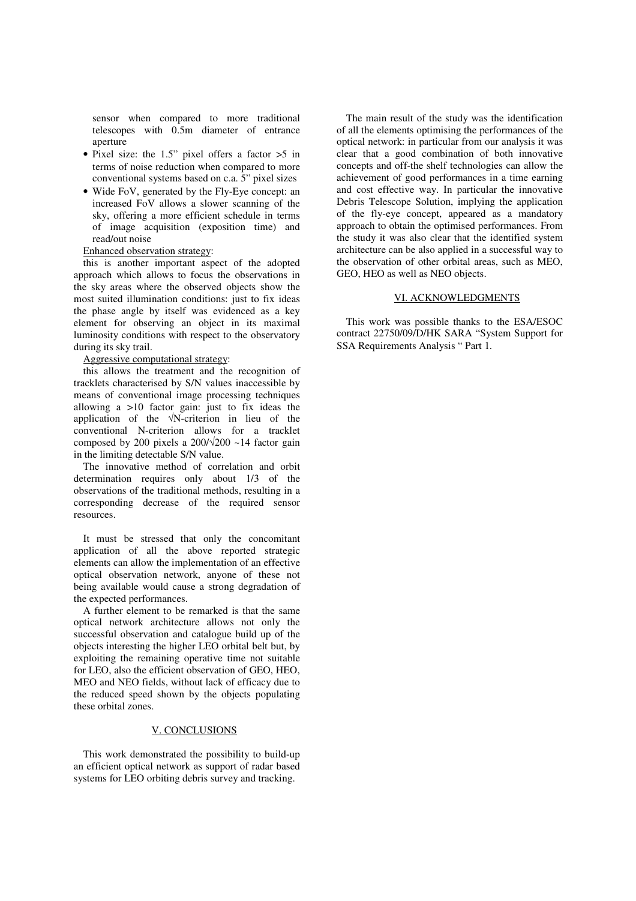sensor when compared to more traditional telescopes with 0.5m diameter of entrance aperture

- Pixel size: the 1.5" pixel offers a factor >5 in terms of noise reduction when compared to more conventional systems based on c.a. 5" pixel sizes
- Wide FoV, generated by the Fly-Eye concept: an increased FoV allows a slower scanning of the sky, offering a more efficient schedule in terms of image acquisition (exposition time) and read/out noise

Enhanced observation strategy:

this is another important aspect of the adopted approach which allows to focus the observations in the sky areas where the observed objects show the most suited illumination conditions: just to fix ideas the phase angle by itself was evidenced as a key element for observing an object in its maximal luminosity conditions with respect to the observatory during its sky trail.

Aggressive computational strategy:

this allows the treatment and the recognition of tracklets characterised by S/N values inaccessible by means of conventional image processing techniques allowing a >10 factor gain: just to fix ideas the application of the $\sqrt{N}$-criterion in lieu of the conventional N-criterion allows for a tracklet composed by 200 pixels a $200/\sqrt{200} \sim 14$ factor gain in the limiting detectable S/N value.

The innovative method of correlation and orbit determination requires only about 1/3 of the observations of the traditional methods, resulting in a corresponding decrease of the required sensor resources.

It must be stressed that only the concomitant application of all the above reported strategic elements can allow the implementation of an effective optical observation network, anyone of these not being available would cause a strong degradation of the expected performances.

A further element to be remarked is that the same optical network architecture allows not only the successful observation and catalogue build up of the objects interesting the higher LEO orbital belt but, by exploiting the remaining operative time not suitable for LEO, also the efficient observation of GEO, HEO, MEO and NEO fields, without lack of efficacy due to the reduced speed shown by the objects populating these orbital zones.

## V. CONCLUSIONS

This work demonstrated the possibility to build-up an efficient optical network as support of radar based systems for LEO orbiting debris survey and tracking.

The main result of the study was the identification of all the elements optimising the performances of the optical network: in particular from our analysis it was clear that a good combination of both innovative concepts and off-the shelf technologies can allow the achievement of good performances in a time earning and cost effective way. In particular the innovative Debris Telescope Solution, implying the application of the fly-eye concept, appeared as a mandatory approach to obtain the optimised performances. From the study it was also clear that the identified system architecture can be also applied in a successful way to the observation of other orbital areas, such as MEO, GEO, HEO as well as NEO objects.

## VI. ACKNOWLEDGMENTS

This work was possible thanks to the ESA/ESOC contract 22750/09/D/HK SARA "System Support for SSA Requirements Analysis " Part 1.